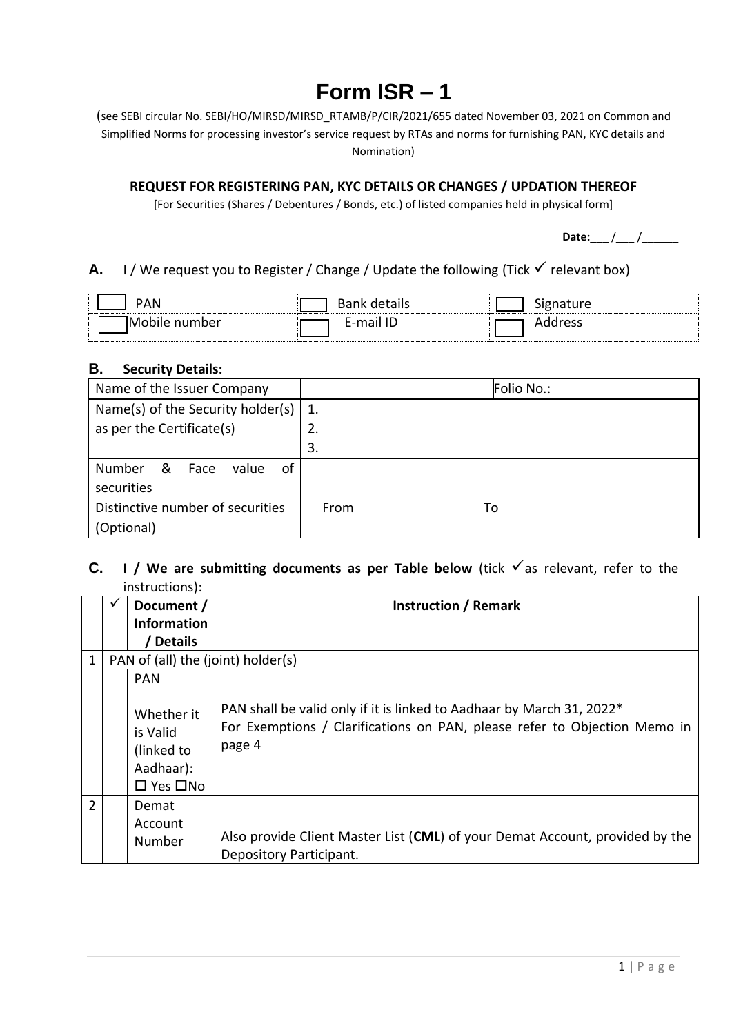# Form ISR – 1

(see SEBI circular No. SEBI/HO/MIRSD/MIRSD_RTAMB/P/CIR/2021/655 dated November 03, 2021 on Common and Simplified Norms for processing investor's service request by RTAs and norms for furnishing PAN, KYC details and Nomination)

**REQUEST FOR REGISTERING PAN, KYC DETAILS OR CHANGES / UPDATION THEREOF**

[For Securities (Shares / Debentures / Bonds, etc.) of listed companies held in physical form]

**Date:**___ /___ /______

**A.** I / We request you to Register / Change / Update the following (Tick ✓ relevant box)

| | | |
|---|---|---|
| ☐ PAN | ☐ Bank details | ☐ Signature |
| ☐ Mobile number | ☐ E-mail ID | ☐ Address |

**B. Security Details:**

| | | |
|---|---|---|
| Name of the Issuer Company | | Folio No.: |
| Name(s) of the Security holder(s) as per the Certificate(s) | 1.<br>2.<br>3. | |
| Number & Face value of securities | | |
| Distinctive number of securities (Optional) | From | To |

**C. I / We are submitting documents as per Table below** (tick ✓as relevant, refer to the instructions):

| | ✓ | Document / Information / Details | Instruction / Remark |
|---|---|---|---|
| 1 | PAN of (all) the (joint) holder(s) | | |
| | | PAN<br><br>Whether it is Valid (linked to Aadhaar): ☐ Yes ☐No | PAN shall be valid only if it is linked to Aadhaar by March 31, 2022*<br>For Exemptions / Clarifications on PAN, please refer to Objection Memo in page 4 |
| 2 | | Demat Account Number | Also provide Client Master List (**CML**) of your Demat Account, provided by the Depository Participant. |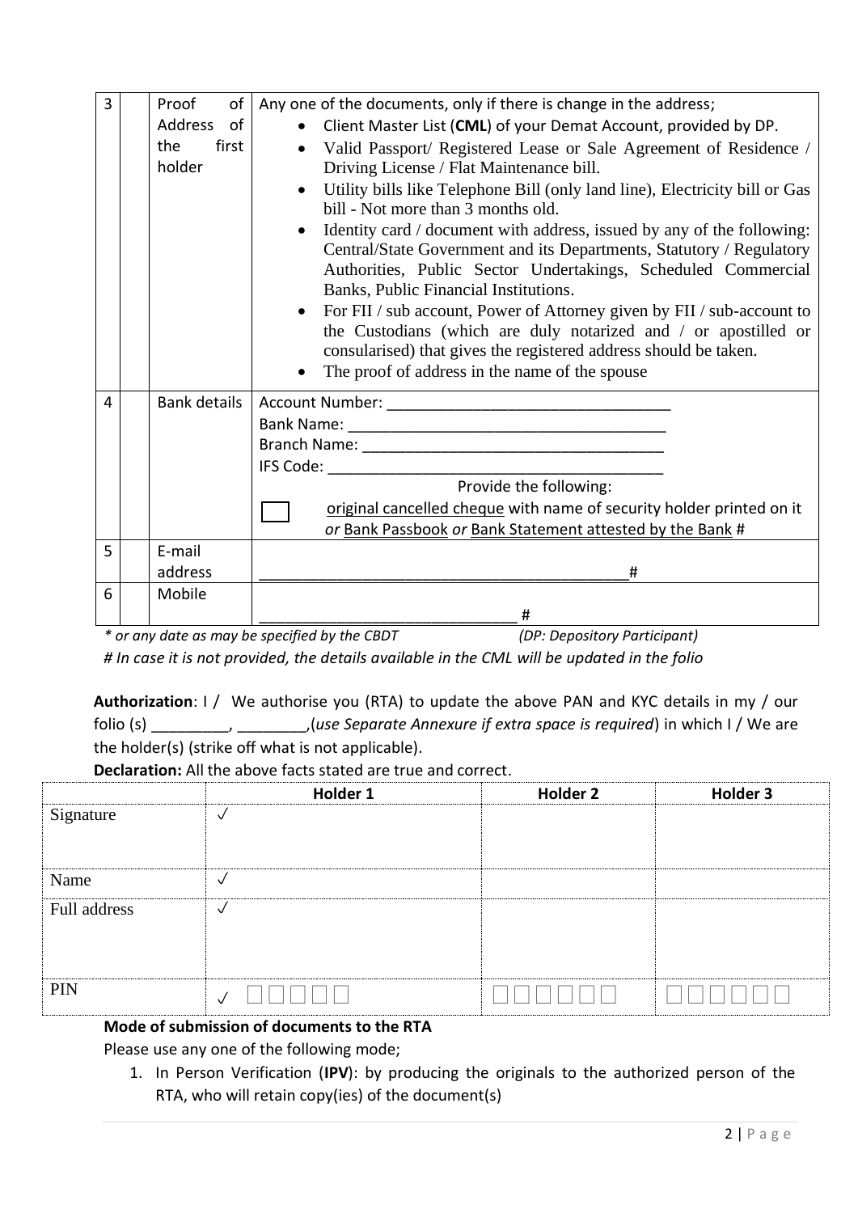| | | | |
|---|---|---|---|
| 3 | | Proof of Address of the first holder | Any one of the documents, only if there is change in the address;<br>• Client Master List (**CML**) of your Demat Account, provided by DP.<br>• Valid Passport/ Registered Lease or Sale Agreement of Residence / Driving License / Flat Maintenance bill.<br>• Utility bills like Telephone Bill (only land line), Electricity bill or Gas bill - Not more than 3 months old.<br>• Identity card / document with address, issued by any of the following: Central/State Government and its Departments, Statutory / Regulatory Authorities, Public Sector Undertakings, Scheduled Commercial Banks, Public Financial Institutions.<br>• For FII / sub account, Power of Attorney given by FII / sub-account to the Custodians (which are duly notarized and / or apostilled or consularised) that gives the registered address should be taken.<br>• The proof of address in the name of the spouse |
| 4 | | Bank details | Account Number: ________________________________<br>Bank Name: ____________________________________<br>Branch Name: __________________________________<br>IFS Code: ______________________________________<br>Provide the following:<br>☐ original cancelled cheque with name of security holder printed on it *or* Bank Passbook *or* Bank Statement attested by the Bank # |
| 5 | | E-mail address | ___________________________________________# |
| 6 | | Mobile | ______________________________ # |

*\* or any date as may be specified by the CBDT* *(DP: Depository Participant)*

*# In case it is not provided, the details available in the CML will be updated in the folio*

**Authorization**: I / We authorise you (RTA) to update the above PAN and KYC details in my / our folio (s) _________, ________,(*use Separate Annexure if extra space is required*) in which I / We are the holder(s) (strike off what is not applicable).

**Declaration:** All the above facts stated are true and correct.

| | Holder 1 | Holder 2 | Holder 3 |
|---|---|---|---|
| Signature | ✓ | | |
| Name | ✓ | | |
| Full address | ✓ | | |
| PIN | ✓ ☐☐☐☐☐ | ☐☐☐☐☐☐ | ☐☐☐☐☐☐ |

**Mode of submission of documents to the RTA**

Please use any one of the following mode;

1. In Person Verification (**IPV**): by producing the originals to the authorized person of the RTA, who will retain copy(ies) of the document(s)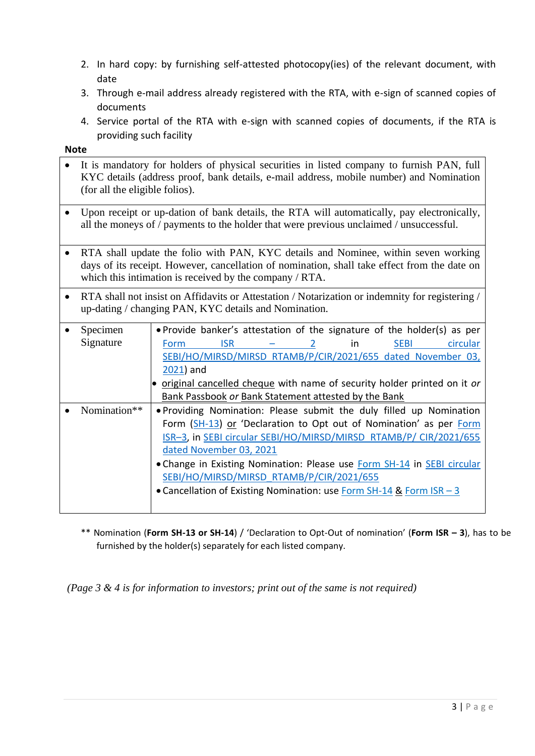2. In hard copy: by furnishing self-attested photocopy(ies) of the relevant document, with date
3. Through e-mail address already registered with the RTA, with e-sign of scanned copies of documents
4. Service portal of the RTA with e-sign with scanned copies of documents, if the RTA is providing such facility

**Note**

| | |
|---|---|
| • It is mandatory for holders of physical securities in listed company to furnish PAN, full KYC details (address proof, bank details, e-mail address, mobile number) and Nomination (for all the eligible folios). | |
| • Upon receipt or up-dation of bank details, the RTA will automatically, pay electronically, all the moneys of / payments to the holder that were previous unclaimed / unsuccessful. | |
| • RTA shall update the folio with PAN, KYC details and Nominee, within seven working days of its receipt. However, cancellation of nomination, shall take effect from the date on which this intimation is received by the company / RTA. | |
| • RTA shall not insist on Affidavits or Attestation / Notarization or indemnity for registering / up-dating / changing PAN, KYC details and Nomination. | |
| • Specimen Signature | • Provide banker's attestation of the signature of the holder(s) as per Form ISR – 2 in SEBI circular SEBI/HO/MIRSD/MIRSD_RTAMB/P/CIR/2021/655 dated November 03, 2021) and<br>• original cancelled cheque with name of security holder printed on it *or* Bank Passbook *or* Bank Statement attested by the Bank |
| • Nomination** | • Providing Nomination: Please submit the duly filled up Nomination Form (SH-13) or 'Declaration to Opt out of Nomination' as per Form ISR–3, in SEBI circular SEBI/HO/MIRSD/MIRSD_RTAMB/P/ CIR/2021/655 dated November 03, 2021<br>• Change in Existing Nomination: Please use Form SH-14 in SEBI circular SEBI/HO/MIRSD/MIRSD_RTAMB/P/CIR/2021/655<br>• Cancellation of Existing Nomination: use Form SH-14 & Form ISR – 3 |

** Nomination (**Form SH-13 or SH-14**) / 'Declaration to Opt-Out of nomination' (**Form ISR – 3**), has to be furnished by the holder(s) separately for each listed company.

*(Page 3 & 4 is for information to investors; print out of the same is not required)*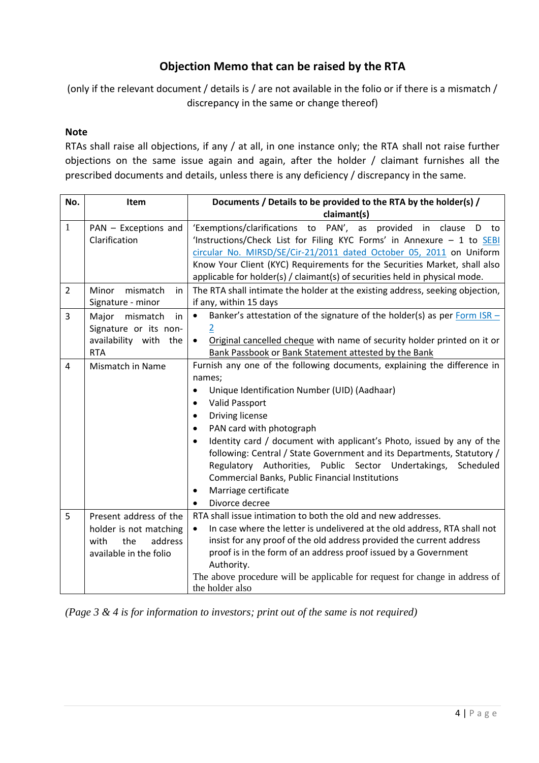## Objection Memo that can be raised by the RTA

(only if the relevant document / details is / are not available in the folio or if there is a mismatch / discrepancy in the same or change thereof)

**Note**

RTAs shall raise all objections, if any / at all, in one instance only; the RTA shall not raise further objections on the same issue again and again, after the holder / claimant furnishes all the prescribed documents and details, unless there is any deficiency / discrepancy in the same.

| No. | Item | Documents / Details to be provided to the RTA by the holder(s) / claimant(s) |
|---|---|---|
| 1 | PAN – Exceptions and Clarification | 'Exemptions/clarifications to PAN', as provided in clause D to 'Instructions/Check List for Filing KYC Forms' in Annexure – 1 to SEBI circular No. MIRSD/SE/Cir-21/2011 dated October 05, 2011 on Uniform Know Your Client (KYC) Requirements for the Securities Market, shall also applicable for holder(s) / claimant(s) of securities held in physical mode. |
| 2 | Minor mismatch in Signature - minor | The RTA shall intimate the holder at the existing address, seeking objection, if any, within 15 days |
| 3 | Major mismatch in Signature or its non-availability with the RTA | • Banker's attestation of the signature of the holder(s) as per Form ISR – 2<br>• Original cancelled cheque with name of security holder printed on it or Bank Passbook or Bank Statement attested by the Bank |
| 4 | Mismatch in Name | Furnish any one of the following documents, explaining the difference in names;<br>• Unique Identification Number (UID) (Aadhaar)<br>• Valid Passport<br>• Driving license<br>• PAN card with photograph<br>• Identity card / document with applicant's Photo, issued by any of the following: Central / State Government and its Departments, Statutory / Regulatory Authorities, Public Sector Undertakings, Scheduled Commercial Banks, Public Financial Institutions<br>• Marriage certificate<br>• Divorce decree |
| 5 | Present address of the holder is not matching with the address available in the folio | RTA shall issue intimation to both the old and new addresses.<br>• In case where the letter is undelivered at the old address, RTA shall not insist for any proof of the old address provided the current address proof is in the form of an address proof issued by a Government Authority.<br>The above procedure will be applicable for request for change in address of the holder also |

*(Page 3 & 4 is for information to investors; print out of the same is not required)*